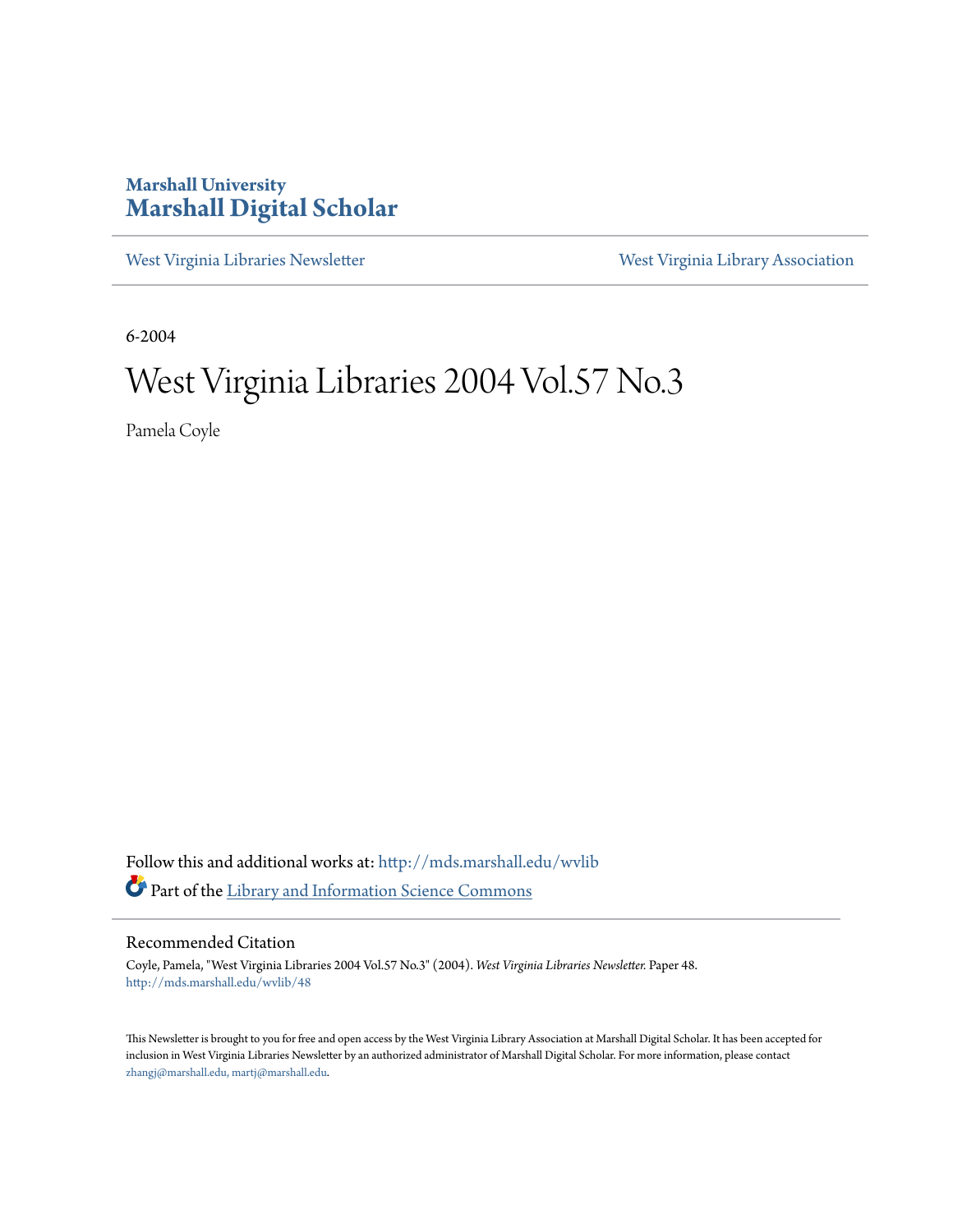Marshall University
**Marshall Digital Scholar**

West Virginia Libraries Newsletter | West Virginia Library Association

6-2004

# West Virginia Libraries 2004 Vol.57 No.3

Pamela Coyle

Follow this and additional works at: http://mds.marshall.edu/wvlib

Part of the Library and Information Science Commons

## Recommended Citation

Coyle, Pamela, "West Virginia Libraries 2004 Vol.57 No.3" (2004). *West Virginia Libraries Newsletter.* Paper 48.
http://mds.marshall.edu/wvlib/48

This Newsletter is brought to you for free and open access by the West Virginia Library Association at Marshall Digital Scholar. It has been accepted for inclusion in West Virginia Libraries Newsletter by an authorized administrator of Marshall Digital Scholar. For more information, please contact zhangj@marshall.edu, martj@marshall.edu.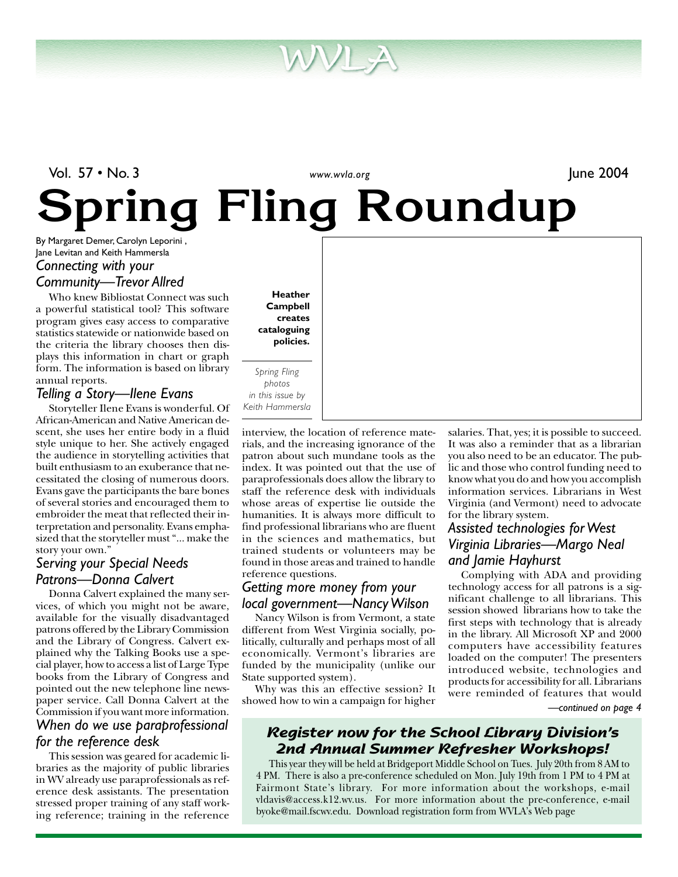# WVLA

Vol. 57 • No. 3 | www.wvla.org | June 2004

# Spring Fling Roundup

By Margaret Demer, Carolyn Leporini, Jane Levitan and Keith Hammersla

**Heather Campbell creates cataloguing policies.**

*Spring Fling photos in this issue by Keith Hammersla*

## *Connecting with your Community—Trevor Allred*

Who knew Bibliostat Connect was such a powerful statistical tool? This software program gives easy access to comparative statistics statewide or nationwide based on the criteria the library chooses then displays this information in chart or graph form. The information is based on library annual reports.

## *Telling a Story—Ilene Evans*

Storyteller Ilene Evans is wonderful. Of African-American and Native American descent, she uses her entire body in a fluid style unique to her. She actively engaged the audience in storytelling activities that built enthusiasm to an exuberance that necessitated the closing of numerous doors. Evans gave the participants the bare bones of several stories and encouraged them to embroider the meat that reflected their interpretation and personality. Evans emphasized that the storyteller must "... make the story your own."

## *Serving your Special Needs Patrons—Donna Calvert*

Donna Calvert explained the many services, of which you might not be aware, available for the visually disadvantaged patrons offered by the Library Commission and the Library of Congress. Calvert explained why the Talking Books use a special player, how to access a list of Large Type books from the Library of Congress and pointed out the new telephone line newspaper service. Call Donna Calvert at the Commission if you want more information.

## *When do we use paraprofessional for the reference desk*

This session was geared for academic libraries as the majority of public libraries in WV already use paraprofessionals as reference desk assistants. The presentation stressed proper training of any staff working reference; training in the reference interview, the location of reference materials, and the increasing ignorance of the patron about such mundane tools as the index. It was pointed out that the use of paraprofessionals does allow the library to staff the reference desk with individuals whose areas of expertise lie outside the humanities. It is always more difficult to find professional librarians who are fluent in the sciences and mathematics, but trained students or volunteers may be found in those areas and trained to handle reference questions.

## *Getting more money from your local government—Nancy Wilson*

Nancy Wilson is from Vermont, a state different from West Virginia socially, politically, culturally and perhaps most of all economically. Vermont's libraries are funded by the municipality (unlike our State supported system).

Why was this an effective session? It showed how to win a campaign for higher salaries. That, yes; it is possible to succeed. It was also a reminder that as a librarian you also need to be an educator. The public and those who control funding need to know what you do and how you accomplish information services. Librarians in West Virginia (and Vermont) need to advocate for the library system.

## *Assisted technologies for West Virginia Libraries—Margo Neal and Jamie Hayhurst*

Complying with ADA and providing technology access for all patrons is a significant challenge to all librarians. This session showed librarians how to take the first steps with technology that is already in the library. All Microsoft XP and 2000 computers have accessibility features loaded on the computer! The presenters introduced website, technologies and products for accessibility for all. Librarians were reminded of features that would

*—continued on page 4*

## *Register now for the School Library Division's 2nd Annual Summer Refresher Workshops!*

This year they will be held at Bridgeport Middle School on Tues. July 20th from 8 AM to 4 PM. There is also a pre-conference scheduled on Mon. July 19th from 1 PM to 4 PM at Fairmont State's library. For more information about the workshops, e-mail vldavis@access.k12.wv.us. For more information about the pre-conference, e-mail byoke@mail.fscwv.edu. Download registration form from WVLA's Web page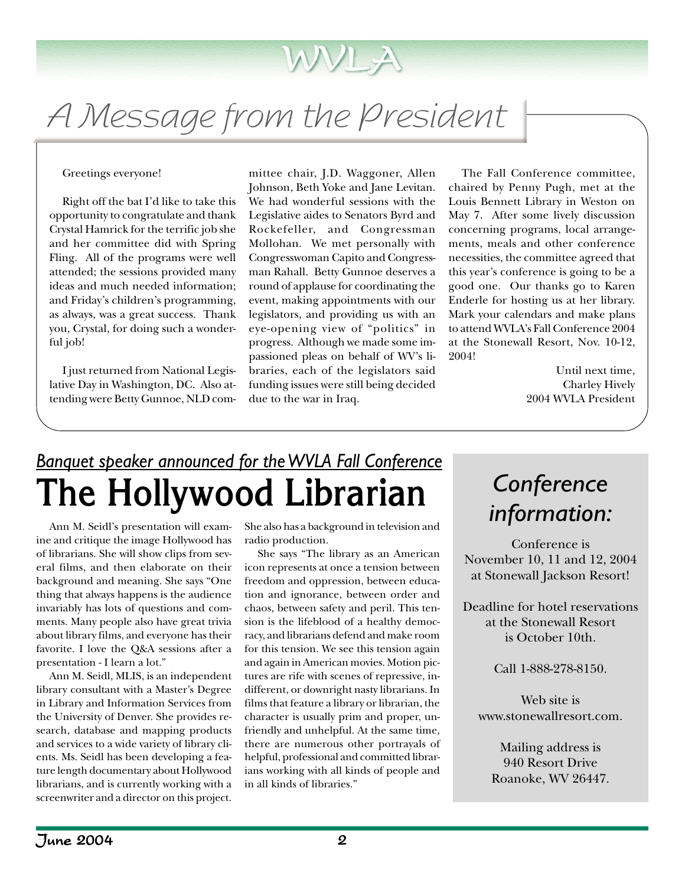# A Message from the President

Greetings everyone!

Right off the bat I'd like to take this opportunity to congratulate and thank Crystal Hamrick for the terrific job she and her committee did with Spring Fling. All of the programs were well attended; the sessions provided many ideas and much needed information; and Friday's children's programming, as always, was a great success. Thank you, Crystal, for doing such a wonderful job!

I just returned from National Legislative Day in Washington, DC. Also attending were Betty Gunnoe, NLD committee chair, J.D. Waggoner, Allen Johnson, Beth Yoke and Jane Levitan. We had wonderful sessions with the Legislative aides to Senators Byrd and Rockefeller, and Congressman Mollohan. We met personally with Congresswoman Capito and Congressman Rahall. Betty Gunnoe deserves a round of applause for coordinating the event, making appointments with our legislators, and providing us with an eye-opening view of "politics" in progress. Although we made some impassioned pleas on behalf of WV's libraries, each of the legislators said funding issues were still being decided due to the war in Iraq.

The Fall Conference committee, chaired by Penny Pugh, met at the Louis Bennett Library in Weston on May 7. After some lively discussion concerning programs, local arrangements, meals and other conference necessities, the committee agreed that this year's conference is going to be a good one. Our thanks go to Karen Enderle for hosting us at her library. Mark your calendars and make plans to attend WVLA's Fall Conference 2004 at the Stonewall Resort, Nov. 10-12, 2004!

Until next time,
Charley Hively
2004 WVLA President

*Banquet speaker announced for the WVLA Fall Conference*

# The Hollywood Librarian

Ann M. Seidl's presentation will examine and critique the image Hollywood has of librarians. She will show clips from several films, and then elaborate on their background and meaning. She says "One thing that always happens is the audience invariably has lots of questions and comments. Many people also have great trivia about library films, and everyone has their favorite. I love the Q&A sessions after a presentation - I learn a lot."

Ann M. Seidl, MLIS, is an independent library consultant with a Master's Degree in Library and Information Services from the University of Denver. She provides research, database and mapping products and services to a wide variety of library clients. Ms. Seidl has been developing a feature length documentary about Hollywood librarians, and is currently working with a screenwriter and a director on this project. She also has a background in television and radio production.

She says "The library as an American icon represents at once a tension between freedom and oppression, between education and ignorance, between order and chaos, between safety and peril. This tension is the lifeblood of a healthy democracy, and librarians defend and make room for this tension. We see this tension again and again in American movies. Motion pictures are rife with scenes of repressive, indifferent, or downright nasty librarians. In films that feature a library or librarian, the character is usually prim and proper, unfriendly and unhelpful. At the same time, there are numerous other portrayals of helpful, professional and committed librarians working with all kinds of people and in all kinds of libraries."

## *Conference information:*

Conference is November 10, 11 and 12, 2004 at Stonewall Jackson Resort!

Deadline for hotel reservations at the Stonewall Resort is October 10th.

Call 1-888-278-8150.

Web site is www.stonewallresort.com.

Mailing address is
940 Resort Drive
Roanoke, WV 26447.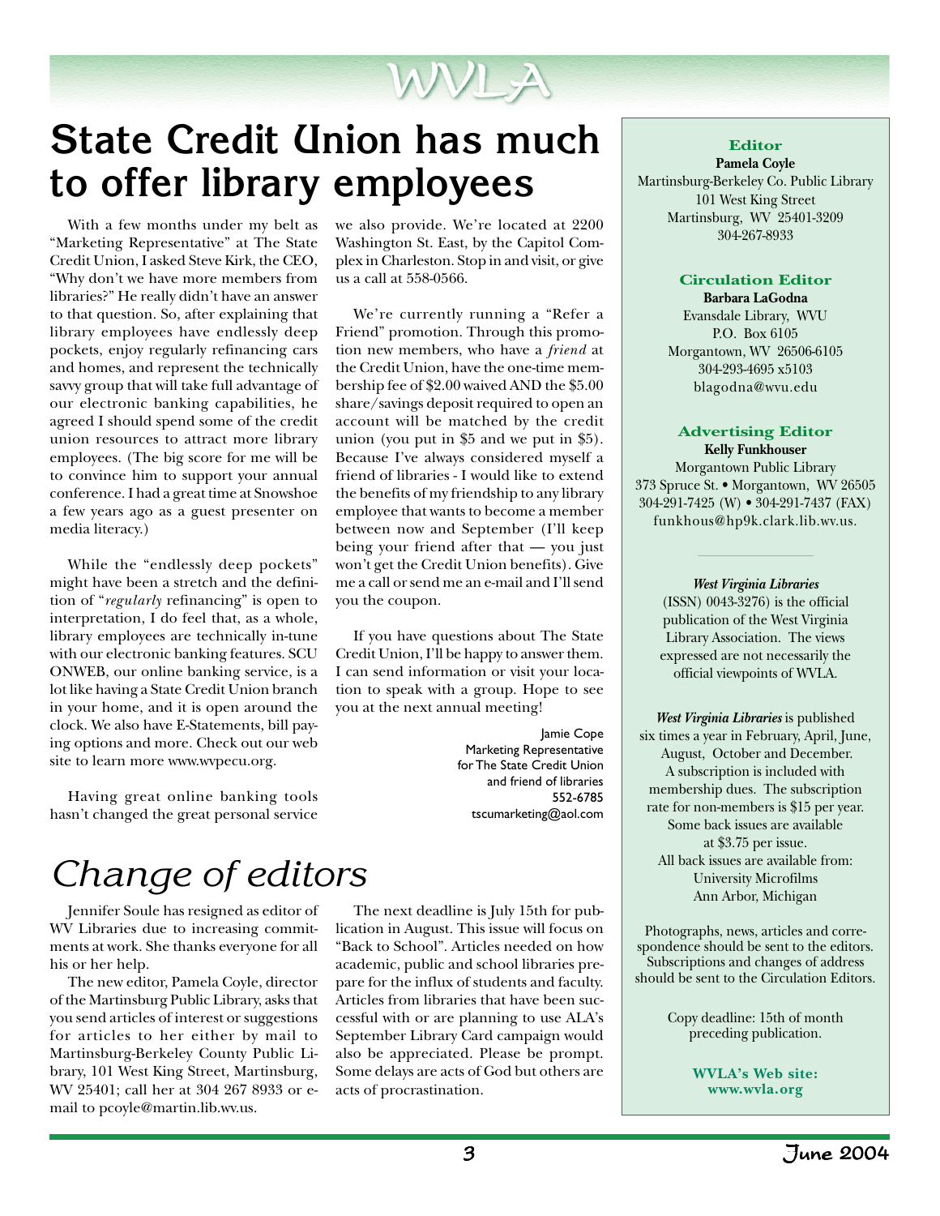# State Credit Union has much to offer library employees

With a few months under my belt as "Marketing Representative" at The State Credit Union, I asked Steve Kirk, the CEO, "Why don't we have more members from libraries?" He really didn't have an answer to that question. So, after explaining that library employees have endlessly deep pockets, enjoy regularly refinancing cars and homes, and represent the technically savvy group that will take full advantage of our electronic banking capabilities, he agreed I should spend some of the credit union resources to attract more library employees. (The big score for me will be to convince him to support your annual conference. I had a great time at Snowshoe a few years ago as a guest presenter on media literacy.)

While the "endlessly deep pockets" might have been a stretch and the definition of "*regularly* refinancing" is open to interpretation, I do feel that, as a whole, library employees are technically in-tune with our electronic banking features. SCU ONWEB, our online banking service, is a lot like having a State Credit Union branch in your home, and it is open around the clock. We also have E-Statements, bill paying options and more. Check out our web site to learn more www.wvpecu.org.

Having great online banking tools hasn't changed the great personal service we also provide. We're located at 2200 Washington St. East, by the Capitol Complex in Charleston. Stop in and visit, or give us a call at 558-0566.

We're currently running a "Refer a Friend" promotion. Through this promotion new members, who have a *friend* at the Credit Union, have the one-time membership fee of $2.00 waived AND the $5.00 share/savings deposit required to open an account will be matched by the credit union (you put in $5 and we put in $5). Because I've always considered myself a friend of libraries - I would like to extend the benefits of my friendship to any library employee that wants to become a member between now and September (I'll keep being your friend after that — you just won't get the Credit Union benefits). Give me a call or send me an e-mail and I'll send you the coupon.

If you have questions about The State Credit Union, I'll be happy to answer them. I can send information or visit your location to speak with a group. Hope to see you at the next annual meeting!

Jamie Cope
Marketing Representative
for The State Credit Union
and friend of libraries
552-6785
tscumarketing@aol.com

# *Change of editors*

Jennifer Soule has resigned as editor of WV Libraries due to increasing commitments at work. She thanks everyone for all his or her help.

The new editor, Pamela Coyle, director of the Martinsburg Public Library, asks that you send articles of interest or suggestions for articles to her either by mail to Martinsburg-Berkeley County Public Library, 101 West King Street, Martinsburg, WV 25401; call her at 304 267 8933 or e-mail to pcoyle@martin.lib.wv.us.

The next deadline is July 15th for publication in August. This issue will focus on "Back to School". Articles needed on how academic, public and school libraries prepare for the influx of students and faculty. Articles from libraries that have been successful with or are planning to use ALA's September Library Card campaign would also be appreciated. Please be prompt. Some delays are acts of God but others are acts of procrastination.

---

**Editor**
**Pamela Coyle**
Martinsburg-Berkeley Co. Public Library
101 West King Street
Martinsburg, WV 25401-3209
304-267-8933

**Circulation Editor**
**Barbara LaGodna**
Evansdale Library, WVU
P.O. Box 6105
Morgantown, WV 26506-6105
304-293-4695 x5103
blagodna@wvu.edu

**Advertising Editor**
**Kelly Funkhouser**
Morgantown Public Library
373 Spruce St. • Morgantown, WV 26505
304-291-7425 (W) • 304-291-7437 (FAX)
funkhous@hp9k.clark.lib.wv.us.

***West Virginia Libraries*** (ISSN) 0043-3276) is the official publication of the West Virginia Library Association. The views expressed are not necessarily the official viewpoints of WVLA.

***West Virginia Libraries*** is published six times a year in February, April, June, August, October and December. A subscription is included with membership dues. The subscription rate for non-members is $15 per year. Some back issues are available at $3.75 per issue. All back issues are available from: University Microfilms Ann Arbor, Michigan

Photographs, news, articles and correspondence should be sent to the editors. Subscriptions and changes of address should be sent to the Circulation Editors.

Copy deadline: 15th of month preceding publication.

**WVLA's Web site: www.wvla.org**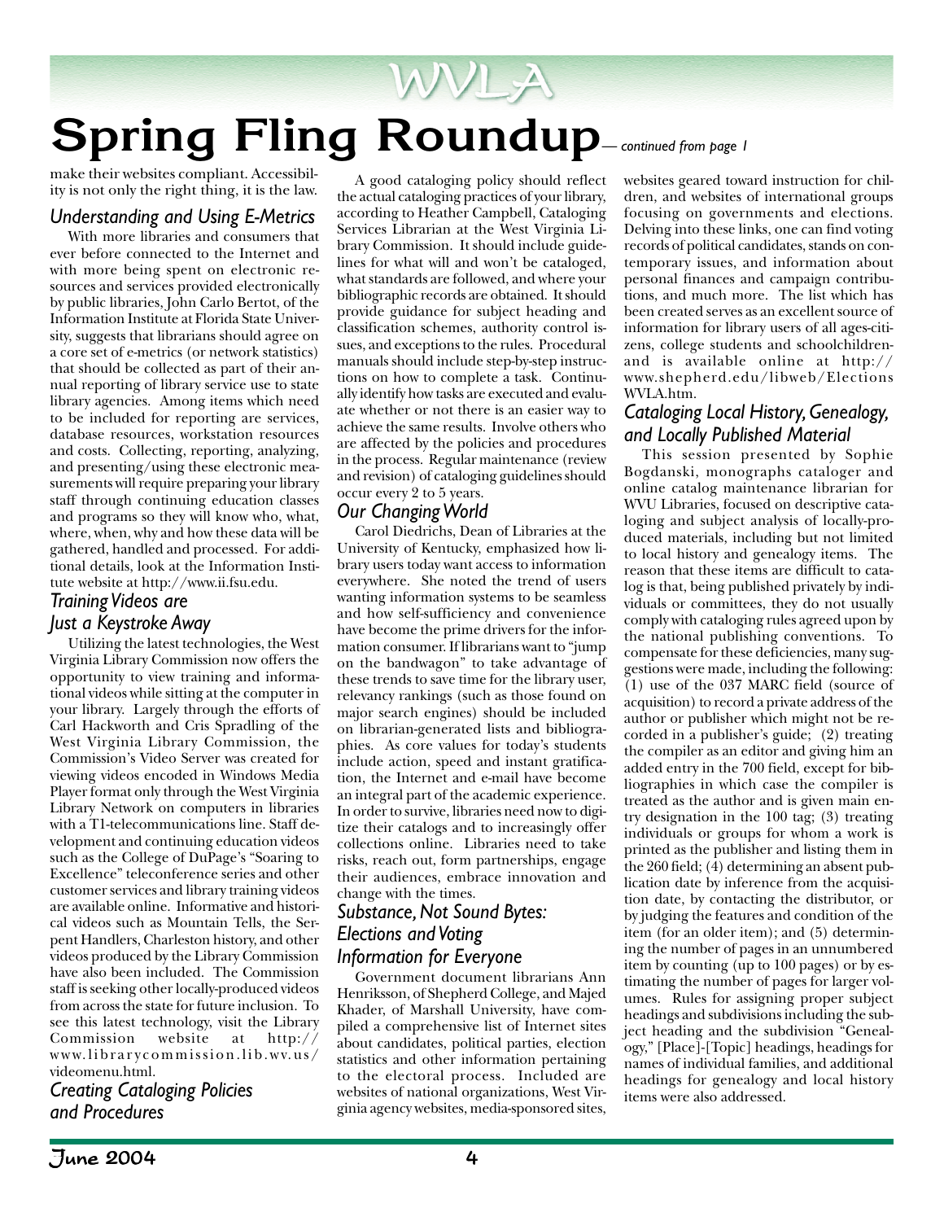# WVLA Spring Fling Roundup— *continued from page 1*

make their websites compliant. Accessibility is not only the right thing, it is the law.

### Understanding and Using E-Metrics

With more libraries and consumers that ever before connected to the Internet and with more being spent on electronic resources and services provided electronically by public libraries, John Carlo Bertot, of the Information Institute at Florida State University, suggests that librarians should agree on a core set of e-metrics (or network statistics) that should be collected as part of their annual reporting of library service use to state library agencies. Among items which need to be included for reporting are services, database resources, workstation resources and costs. Collecting, reporting, analyzing, and presenting/using these electronic measurements will require preparing your library staff through continuing education classes and programs so they will know who, what, where, when, why and how these data will be gathered, handled and processed. For additional details, look at the Information Institute website at http://www.ii.fsu.edu.

### Training Videos are Just a Keystroke Away

Utilizing the latest technologies, the West Virginia Library Commission now offers the opportunity to view training and informational videos while sitting at the computer in your library. Largely through the efforts of Carl Hackworth and Cris Spradling of the West Virginia Library Commission, the Commission's Video Server was created for viewing videos encoded in Windows Media Player format only through the West Virginia Library Network on computers in libraries with a T1-telecommunications line. Staff development and continuing education videos such as the College of DuPage's "Soaring to Excellence" teleconference series and other customer services and library training videos are available online. Informative and historical videos such as Mountain Tells, the Serpent Handlers, Charleston history, and other videos produced by the Library Commission have also been included. The Commission staff is seeking other locally-produced videos from across the state for future inclusion. To see this latest technology, visit the Library Commission website at http://www.librarycommission.lib.wv.us/videomenu.html.

### Creating Cataloging Policies and Procedures

A good cataloging policy should reflect the actual cataloging practices of your library, according to Heather Campbell, Cataloging Services Librarian at the West Virginia Library Commission. It should include guidelines for what will and won't be cataloged, what standards are followed, and where your bibliographic records are obtained. It should provide guidance for subject heading and classification schemes, authority control issues, and exceptions to the rules. Procedural manuals should include step-by-step instructions on how to complete a task. Continually identify how tasks are executed and evaluate whether or not there is an easier way to achieve the same results. Involve others who are affected by the policies and procedures in the process. Regular maintenance (review and revision) of cataloging guidelines should occur every 2 to 5 years.

### Our Changing World

Carol Diedrichs, Dean of Libraries at the University of Kentucky, emphasized how library users today want access to information everywhere. She noted the trend of users wanting information systems to be seamless and how self-sufficiency and convenience have become the prime drivers for the information consumer. If librarians want to "jump on the bandwagon" to take advantage of these trends to save time for the library user, relevancy rankings (such as those found on major search engines) should be included on librarian-generated lists and bibliographies. As core values for today's students include action, speed and instant gratification, the Internet and e-mail have become an integral part of the academic experience. In order to survive, libraries need now to digitize their catalogs and to increasingly offer collections online. Libraries need to take risks, reach out, form partnerships, engage their audiences, embrace innovation and change with the times.

### Substance, Not Sound Bytes: Elections and Voting Information for Everyone

Government document librarians Ann Henriksson, of Shepherd College, and Majed Khader, of Marshall University, have compiled a comprehensive list of Internet sites about candidates, political parties, election statistics and other information pertaining to the electoral process. Included are websites of national organizations, West Virginia agency websites, media-sponsored sites, websites geared toward instruction for children, and websites of international groups focusing on governments and elections. Delving into these links, one can find voting records of political candidates, stands on contemporary issues, and information about personal finances and campaign contributions, and much more. The list which has been created serves as an excellent source of information for library users of all ages-citizens, college students and schoolchildren-and is available online at http://www.shepherd.edu/libweb/ElectionsWVLA.htm.

### Cataloging Local History, Genealogy, and Locally Published Material

This session presented by Sophie Bogdanski, monographs cataloger and online catalog maintenance librarian for WVU Libraries, focused on descriptive cataloging and subject analysis of locally-produced materials, including but not limited to local history and genealogy items. The reason that these items are difficult to catalog is that, being published privately by individuals or committees, they do not usually comply with cataloging rules agreed upon by the national publishing conventions. To compensate for these deficiencies, many suggestions were made, including the following: (1) use of the 037 MARC field (source of acquisition) to record a private address of the author or publisher which might not be recorded in a publisher's guide; (2) treating the compiler as an editor and giving him an added entry in the 700 field, except for bibliographies in which case the compiler is treated as the author and is given main entry designation in the 100 tag; (3) treating individuals or groups for whom a work is printed as the publisher and listing them in the 260 field; (4) determining an absent publication date by inference from the acquisition date, by contacting the distributor, or by judging the features and condition of the item (for an older item); and (5) determining the number of pages in an unnumbered item by counting (up to 100 pages) or by estimating the number of pages for larger volumes. Rules for assigning proper subject headings and subdivisions including the subject heading and the subdivision "Genealogy," [Place]-[Topic] headings, headings for names of individual families, and additional headings for genealogy and local history items were also addressed.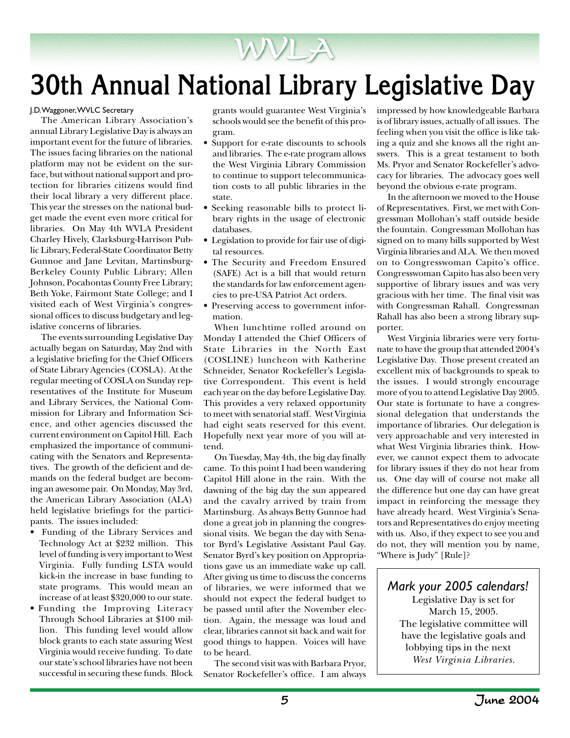WVLA

# 30th Annual National Library Legislative Day

J.D. Waggoner, WVLC Secretary

The American Library Association's annual Library Legislative Day is always an important event for the future of libraries. The issues facing libraries on the national platform may not be evident on the surface, but without national support and protection for libraries citizens would find their local library a very different place. This year the stresses on the national budget made the event even more critical for libraries. On May 4th WVLA President Charley Hively, Clarksburg-Harrison Public Library, Federal-State Coordinator Betty Gunnoe and Jane Levitan, Martinsburg-Berkeley County Public Library; Allen Johnson, Pocahontas County Free Library; Beth Yoke, Fairmont State College; and I visited each of West Virginia's congressional offices to discuss budgetary and legislative concerns of libraries.

The events surrounding Legislative Day actually began on Saturday, May 2nd with a legislative briefing for the Chief Officers of State Library Agencies (COSLA). At the regular meeting of COSLA on Sunday representatives of the Institute for Museum and Library Services, the National Commission for Library and Information Science, and other agencies discussed the current environment on Capitol Hill. Each emphasized the importance of communicating with the Senators and Representatives. The growth of the deficient and demands on the federal budget are becoming an awesome pair. On Monday, May 3rd, the American Library Association (ALA) held legislative briefings for the participants. The issues included:

- Funding of the Library Services and Technology Act at $232 million. This level of funding is very important to West Virginia. Fully funding LSTA would kick-in the increase in base funding to state programs. This would mean an increase of at least $320,000 to our state.
- Funding the Improving Literacy Through School Libraries at $100 million. This funding level would allow block grants to each state assuring West Virginia would receive funding. To date our state's school libraries have not been successful in securing these funds. Block grants would guarantee West Virginia's schools would see the benefit of this program.
- Support for e-rate discounts to schools and libraries. The e-rate program allows the West Virginia Library Commission to continue to support telecommunication costs to all public libraries in the state.
- Seeking reasonable bills to protect library rights in the usage of electronic databases.
- Legislation to provide for fair use of digital resources.
- The Security and Freedom Ensured (SAFE) Act is a bill that would return the standards for law enforcement agencies to pre-USA Patriot Act orders.
- Preserving access to government information.

When lunchtime rolled around on Monday I attended the Chief Officers of State Libraries in the North East (COSLINE) luncheon with Katherine Schneider, Senator Rockefeller's Legislative Correspondent. This event is held each year on the day before Legislative Day. This provides a very relaxed opportunity to meet with senatorial staff. West Virginia had eight seats reserved for this event. Hopefully next year more of you will attend.

On Tuesday, May 4th, the big day finally came. To this point I had been wandering Capitol Hill alone in the rain. With the dawning of the big day the sun appeared and the cavalry arrived by train from Martinsburg. As always Betty Gunnoe had done a great job in planning the congressional visits. We began the day with Senator Byrd's Legislative Assistant Paul Gay. Senator Byrd's key position on Appropriations gave us an immediate wake up call. After giving us time to discuss the concerns of libraries, we were informed that we should not expect the federal budget to be passed until after the November election. Again, the message was loud and clear, libraries cannot sit back and wait for good things to happen. Voices will have to be heard.

The second visit was with Barbara Pryor, Senator Rockefeller's office. I am always impressed by how knowledgeable Barbara is of library issues, actually of all issues. The feeling when you visit the office is like taking a quiz and she knows all the right answers. This is a great testament to both Ms. Pryor and Senator Rockefeller's advocacy for libraries. The advocacy goes well beyond the obvious e-rate program.

In the afternoon we moved to the House of Representatives. First, we met with Congressman Mollohan's staff outside beside the fountain. Congressman Mollohan has signed on to many bills supported by West Virginia libraries and ALA. We then moved on to Congresswoman Capito's office. Congresswoman Capito has also been very supportive of library issues and was very gracious with her time. The final visit was with Congressman Rahall. Congressman Rahall has also been a strong library supporter.

West Virginia libraries were very fortunate to have the group that attended 2004's Legislative Day. Those present created an excellent mix of backgrounds to speak to the issues. I would strongly encourage more of you to attend Legislative Day 2005. Our state is fortunate to have a congressional delegation that understands the importance of libraries. Our delegation is very approachable and very interested in what West Virginia libraries think. However, we cannot expect them to advocate for library issues if they do not hear from us. One day will of course not make all the difference but one day can have great impact in reinforcing the message they have already heard. West Virginia's Senators and Representatives do enjoy meeting with us. Also, if they expect to see you and do not, they will mention you by name, "Where is Judy" [Rule]?

---

*Mark your 2005 calendars!*

Legislative Day is set for March 15, 2005.
The legislative committee will have the legislative goals and lobbying tips in the next *West Virginia Libraries.*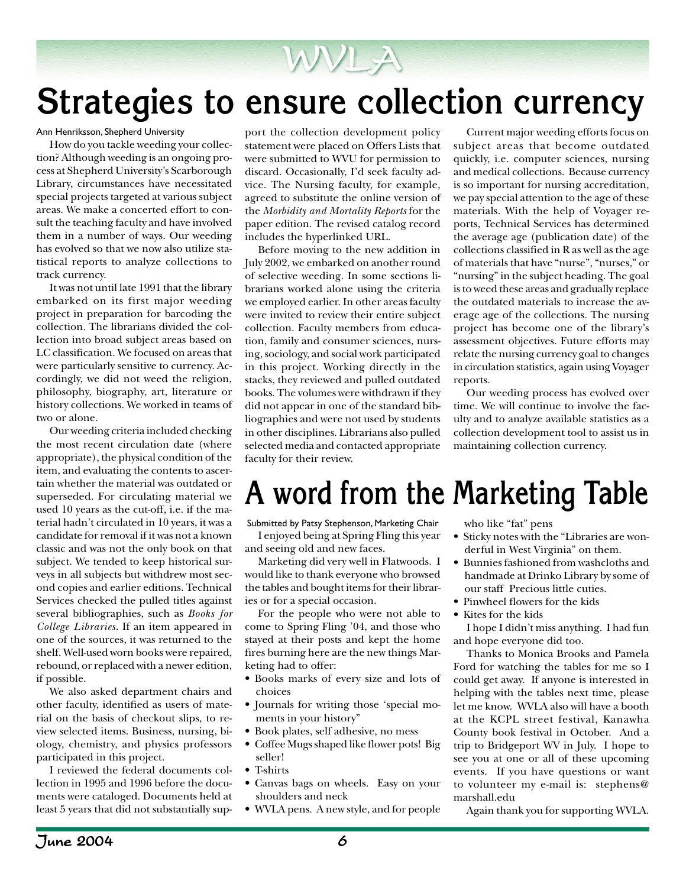# Strategies to ensure collection currency

Ann Henriksson, Shepherd University

How do you tackle weeding your collection? Although weeding is an ongoing process at Shepherd University's Scarborough Library, circumstances have necessitated special projects targeted at various subject areas. We make a concerted effort to consult the teaching faculty and have involved them in a number of ways. Our weeding has evolved so that we now also utilize statistical reports to analyze collections to track currency.

It was not until late 1991 that the library embarked on its first major weeding project in preparation for barcoding the collection. The librarians divided the collection into broad subject areas based on LC classification. We focused on areas that were particularly sensitive to currency. Accordingly, we did not weed the religion, philosophy, biography, art, literature or history collections. We worked in teams of two or alone.

Our weeding criteria included checking the most recent circulation date (where appropriate), the physical condition of the item, and evaluating the contents to ascertain whether the material was outdated or superseded. For circulating material we used 10 years as the cut-off, i.e. if the material hadn't circulated in 10 years, it was a candidate for removal if it was not a known classic and was not the only book on that subject. We tended to keep historical surveys in all subjects but withdrew most second copies and earlier editions. Technical Services checked the pulled titles against several bibliographies, such as *Books for College Libraries*. If an item appeared in one of the sources, it was returned to the shelf. Well-used worn books were repaired, rebound, or replaced with a newer edition, if possible.

We also asked department chairs and other faculty, identified as users of material on the basis of checkout slips, to review selected items. Business, nursing, biology, chemistry, and physics professors participated in this project.

I reviewed the federal documents collection in 1995 and 1996 before the documents were cataloged. Documents held at least 5 years that did not substantially support the collection development policy statement were placed on Offers Lists that were submitted to WVU for permission to discard. Occasionally, I'd seek faculty advice. The Nursing faculty, for example, agreed to substitute the online version of the *Morbidity and Mortality Reports* for the paper edition. The revised catalog record includes the hyperlinked URL.

Before moving to the new addition in July 2002, we embarked on another round of selective weeding. In some sections librarians worked alone using the criteria we employed earlier. In other areas faculty were invited to review their entire subject collection. Faculty members from education, family and consumer sciences, nursing, sociology, and social work participated in this project. Working directly in the stacks, they reviewed and pulled outdated books. The volumes were withdrawn if they did not appear in one of the standard bibliographies and were not used by students in other disciplines. Librarians also pulled selected media and contacted appropriate faculty for their review.

Current major weeding efforts focus on subject areas that become outdated quickly, i.e. computer sciences, nursing and medical collections. Because currency is so important for nursing accreditation, we pay special attention to the age of these materials. With the help of Voyager reports, Technical Services has determined the average age (publication date) of the collections classified in R as well as the age of materials that have "nurse", "nurses," or "nursing" in the subject heading. The goal is to weed these areas and gradually replace the outdated materials to increase the average age of the collections. The nursing project has become one of the library's assessment objectives. Future efforts may relate the nursing currency goal to changes in circulation statistics, again using Voyager reports.

Our weeding process has evolved over time. We will continue to involve the faculty and to analyze available statistics as a collection development tool to assist us in maintaining collection currency.

# A word from the Marketing Table

Submitted by Patsy Stephenson, Marketing Chair

I enjoyed being at Spring Fling this year and seeing old and new faces.

Marketing did very well in Flatwoods. I would like to thank everyone who browsed the tables and bought items for their libraries or for a special occasion.

For the people who were not able to come to Spring Fling '04, and those who stayed at their posts and kept the home fires burning here are the new things Marketing had to offer:

- Books marks of every size and lots of choices
- Journals for writing those 'special moments in your history"
- Book plates, self adhesive, no mess
- Coffee Mugs shaped like flower pots! Big seller!
- T-shirts
- Canvas bags on wheels. Easy on your shoulders and neck
- WVLA pens. A new style, and for people who like "fat" pens
- Sticky notes with the "Libraries are wonderful in West Virginia" on them.
- Bunnies fashioned from washcloths and handmade at Drinko Library by some of our staff Precious little cuties.
- Pinwheel flowers for the kids
- Kites for the kids

I hope I didn't miss anything. I had fun and hope everyone did too.

Thanks to Monica Brooks and Pamela Ford for watching the tables for me so I could get away. If anyone is interested in helping with the tables next time, please let me know. WVLA also will have a booth at the KCPL street festival, Kanawha County book festival in October. And a trip to Bridgeport WV in July. I hope to see you at one or all of these upcoming events. If you have questions or want to volunteer my e-mail is: stephens@marshall.edu

Again thank you for supporting WVLA.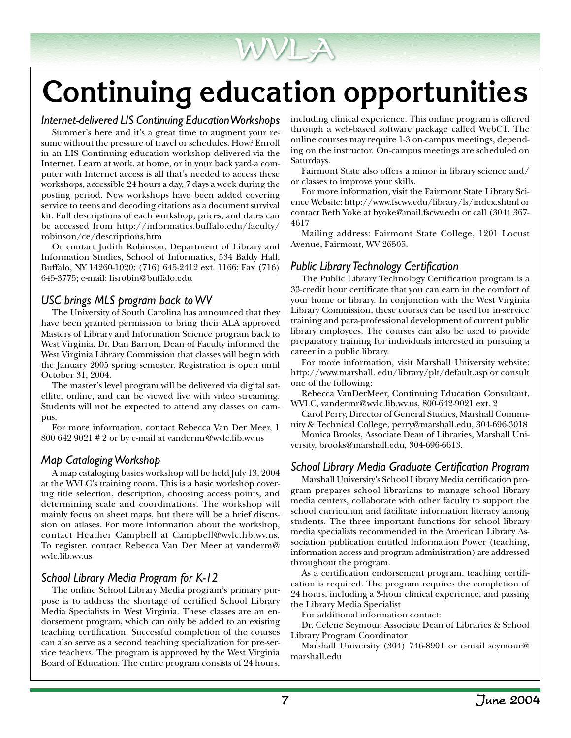# Continuing education opportunities

## *Internet-delivered LIS Continuing Education Workshops*

Summer's here and it's a great time to augment your resume without the pressure of travel or schedules. How? Enroll in an LIS Continuing education workshop delivered via the Internet. Learn at work, at home, or in your back yard-a computer with Internet access is all that's needed to access these workshops, accessible 24 hours a day, 7 days a week during the posting period. New workshops have been added covering service to teens and decoding citations as a document survival kit. Full descriptions of each workshop, prices, and dates can be accessed from http://informatics.buffalo.edu/faculty/robinson/ce/descriptions.htm

Or contact Judith Robinson, Department of Library and Information Studies, School of Informatics, 534 Baldy Hall, Buffalo, NY 14260-1020; (716) 645-2412 ext. 1166; Fax (716) 645-3775; e-mail: lisrobin@buffalo.edu

## *USC brings MLS program back to WV*

The University of South Carolina has announced that they have been granted permission to bring their ALA approved Masters of Library and Information Science program back to West Virginia. Dr. Dan Barron, Dean of Faculty informed the West Virginia Library Commission that classes will begin with the January 2005 spring semester. Registration is open until October 31, 2004.

The master's level program will be delivered via digital satellite, online, and can be viewed live with video streaming. Students will not be expected to attend any classes on campus.

For more information, contact Rebecca Van Der Meer, 1 800 642 9021 # 2 or by e-mail at vandermr@wvlc.lib.wv.us

## *Map Cataloging Workshop*

A map cataloging basics workshop will be held July 13, 2004 at the WVLC's training room. This is a basic workshop covering title selection, description, choosing access points, and determining scale and coordinations. The workshop will mainly focus on sheet maps, but there will be a brief discussion on atlases. For more information about the workshop, contact Heather Campbell at Campbell@wvlc.lib.wv.us. To register, contact Rebecca Van Der Meer at vanderm@wvlc.lib.wv.us

## *School Library Media Program for K-12*

The online School Library Media program's primary purpose is to address the shortage of certified School Library Media Specialists in West Virginia. These classes are an endorsement program, which can only be added to an existing teaching certification. Successful completion of the courses can also serve as a second teaching specialization for pre-service teachers. The program is approved by the West Virginia Board of Education. The entire program consists of 24 hours, including clinical experience. This online program is offered through a web-based software package called WebCT. The online courses may require 1-3 on-campus meetings, depending on the instructor. On-campus meetings are scheduled on Saturdays.

Fairmont State also offers a minor in library science and/or classes to improve your skills.

For more information, visit the Fairmont State Library Science Website: http://www.fscwv.edu/library/ls/index.shtml or contact Beth Yoke at byoke@mail.fscwv.edu or call (304) 367-4617

Mailing address: Fairmont State College, 1201 Locust Avenue, Fairmont, WV 26505.

## *Public Library Technology Certification*

The Public Library Technology Certification program is a 33-credit hour certificate that you can earn in the comfort of your home or library. In conjunction with the West Virginia Library Commission, these courses can be used for in-service training and para-professional development of current public library employees. The courses can also be used to provide preparatory training for individuals interested in pursuing a career in a public library.

For more information, visit Marshall University website: http://www.marshall. edu/library/plt/default.asp or consult one of the following:

Rebecca VanDerMeer, Continuing Education Consultant, WVLC, vandermr@wvlc.lib.wv.us, 800-642-9021 ext. 2

Carol Perry, Director of General Studies, Marshall Community & Technical College, perry@marshall.edu, 304-696-3018

Monica Brooks, Associate Dean of Libraries, Marshall University, brooks@marshall.edu, 304-696-6613.

## *School Library Media Graduate Certification Program*

Marshall University's School Library Media certification program prepares school librarians to manage school library media centers, collaborate with other faculty to support the school curriculum and facilitate information literacy among students. The three important functions for school library media specialists recommended in the American Library Association publication entitled Information Power (teaching, information access and program administration) are addressed throughout the program.

As a certification endorsement program, teaching certification is required. The program requires the completion of 24 hours, including a 3-hour clinical experience, and passing the Library Media Specialist

For additional information contact:

Dr. Celene Seymour, Associate Dean of Libraries & School Library Program Coordinator

Marshall University (304) 746-8901 or e-mail seymour@marshall.edu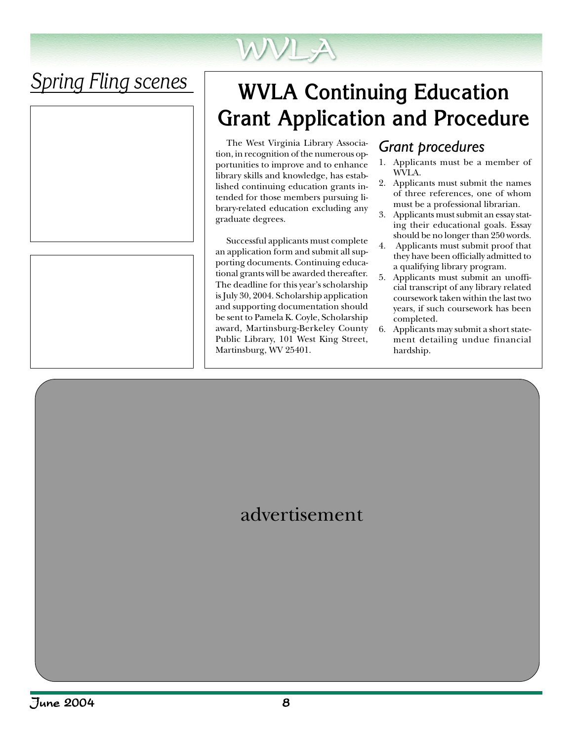## Spring Fling scenes

# WVLA Continuing Education Grant Application and Procedure

The West Virginia Library Association, in recognition of the numerous opportunities to improve and to enhance library skills and knowledge, has established continuing education grants intended for those members pursuing library-related education excluding any graduate degrees.

Successful applicants must complete an application form and submit all supporting documents. Continuing educational grants will be awarded thereafter. The deadline for this year's scholarship is July 30, 2004. Scholarship application and supporting documentation should be sent to Pamela K. Coyle, Scholarship award, Martinsburg-Berkeley County Public Library, 101 West King Street, Martinsburg, WV 25401.

## *Grant procedures*

1. Applicants must be a member of WVLA.
2. Applicants must submit the names of three references, one of whom must be a professional librarian.
3. Applicants must submit an essay stating their educational goals. Essay should be no longer than 250 words.
4. Applicants must submit proof that they have been officially admitted to a qualifying library program.
5. Applicants must submit an unofficial transcript of any library related coursework taken within the last two years, if such coursework has been completed.
6. Applicants may submit a short statement detailing undue financial hardship.

advertisement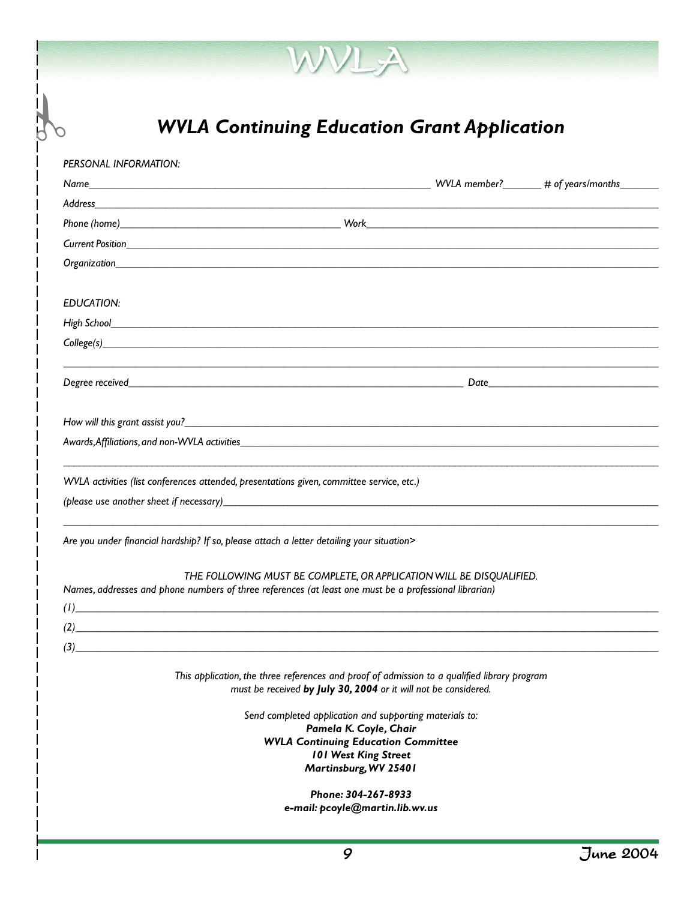# *WVLA Continuing Education Grant Application*

*PERSONAL INFORMATION:*

*Name*\_\_\_\_\_\_\_\_\_\_\_\_\_\_\_\_\_\_\_\_\_\_\_\_\_\_\_\_\_\_\_\_\_\_\_\_\_\_\_\_ *WVLA member?*\_\_\_\_\_\_ *# of years/months*\_\_\_\_\_\_

*Address*\_\_\_\_\_\_\_\_\_\_\_\_\_\_\_\_\_\_\_\_\_\_\_\_\_\_\_\_\_\_\_\_\_\_\_\_\_\_\_\_\_\_\_\_\_\_\_\_\_\_\_\_\_\_\_\_\_\_

*Phone (home)*\_\_\_\_\_\_\_\_\_\_\_\_\_\_\_\_\_\_\_\_\_\_\_\_\_\_ *Work*\_\_\_\_\_\_\_\_\_\_\_\_\_\_\_\_\_\_\_\_\_\_\_\_\_\_\_\_\_\_\_\_\_\_

*Current Position*\_\_\_\_\_\_\_\_\_\_\_\_\_\_\_\_\_\_\_\_\_\_\_\_\_\_\_\_\_\_\_\_\_\_\_\_\_\_\_\_\_\_\_\_\_\_\_\_\_\_\_\_\_\_

*Organization*\_\_\_\_\_\_\_\_\_\_\_\_\_\_\_\_\_\_\_\_\_\_\_\_\_\_\_\_\_\_\_\_\_\_\_\_\_\_\_\_\_\_\_\_\_\_\_\_\_\_\_\_\_\_\_\_

*EDUCATION:*

*High School*\_\_\_\_\_\_\_\_\_\_\_\_\_\_\_\_\_\_\_\_\_\_\_\_\_\_\_\_\_\_\_\_\_\_\_\_\_\_\_\_\_\_\_\_\_\_\_\_\_\_\_\_\_\_\_\_

*College(s)*\_\_\_\_\_\_\_\_\_\_\_\_\_\_\_\_\_\_\_\_\_\_\_\_\_\_\_\_\_\_\_\_\_\_\_\_\_\_\_\_\_\_\_\_\_\_\_\_\_\_\_\_\_\_\_\_\_

\_\_\_\_\_\_\_\_\_\_\_\_\_\_\_\_\_\_\_\_\_\_\_\_\_\_\_\_\_\_\_\_\_\_\_\_\_\_\_\_\_\_\_\_\_\_\_\_\_\_\_\_\_\_\_\_\_\_\_\_\_\_\_\_\_\_

*Degree received*\_\_\_\_\_\_\_\_\_\_\_\_\_\_\_\_\_\_\_\_\_\_\_\_\_\_\_\_\_\_\_\_\_\_\_\_\_\_\_\_\_ *Date*\_\_\_\_\_\_\_\_\_\_\_\_\_\_\_\_\_\_\_\_

*How will this grant assist you?*\_\_\_\_\_\_\_\_\_\_\_\_\_\_\_\_\_\_\_\_\_\_\_\_\_\_\_\_\_\_\_\_\_\_\_\_\_\_\_\_\_\_\_\_\_\_\_\_

*Awards, Affiliations, and non-WVLA activities*\_\_\_\_\_\_\_\_\_\_\_\_\_\_\_\_\_\_\_\_\_\_\_\_\_\_\_\_\_\_\_\_\_\_\_\_\_\_\_\_\_

\_\_\_\_\_\_\_\_\_\_\_\_\_\_\_\_\_\_\_\_\_\_\_\_\_\_\_\_\_\_\_\_\_\_\_\_\_\_\_\_\_\_\_\_\_\_\_\_\_\_\_\_\_\_\_\_\_\_\_\_\_\_\_\_\_\_

*WVLA activities (list conferences attended, presentations given, committee service, etc.)*

*(please use another sheet if necessary)*\_\_\_\_\_\_\_\_\_\_\_\_\_\_\_\_\_\_\_\_\_\_\_\_\_\_\_\_\_\_\_\_\_\_\_\_\_\_\_\_\_\_\_

\_\_\_\_\_\_\_\_\_\_\_\_\_\_\_\_\_\_\_\_\_\_\_\_\_\_\_\_\_\_\_\_\_\_\_\_\_\_\_\_\_\_\_\_\_\_\_\_\_\_\_\_\_\_\_\_\_\_\_\_\_\_\_\_\_\_

*Are you under financial hardship? If so, please attach a letter detailing your situation>*

*THE FOLLOWING MUST BE COMPLETE, OR APPLICATION WILL BE DISQUALIFIED.*

*Names, addresses and phone numbers of three references (at least one must be a professional librarian)*

*(1)*\_\_\_\_\_\_\_\_\_\_\_\_\_\_\_\_\_\_\_\_\_\_\_\_\_\_\_\_\_\_\_\_\_\_\_\_\_\_\_\_\_\_\_\_\_\_\_\_\_\_\_\_\_\_\_\_\_\_\_\_\_\_

*(2)*\_\_\_\_\_\_\_\_\_\_\_\_\_\_\_\_\_\_\_\_\_\_\_\_\_\_\_\_\_\_\_\_\_\_\_\_\_\_\_\_\_\_\_\_\_\_\_\_\_\_\_\_\_\_\_\_\_\_\_\_\_\_

*(3)*\_\_\_\_\_\_\_\_\_\_\_\_\_\_\_\_\_\_\_\_\_\_\_\_\_\_\_\_\_\_\_\_\_\_\_\_\_\_\_\_\_\_\_\_\_\_\_\_\_\_\_\_\_\_\_\_\_\_\_\_\_\_

*This application, the three references and proof of admission to a qualified library program must be received* ***by July 30, 2004*** *or it will not be considered.*

*Send completed application and supporting materials to:*

***Pamela K. Coyle, Chair***
***WVLA Continuing Education Committee***
***101 West King Street***
***Martinsburg, WV 25401***

***Phone: 304-267-8933***
***e-mail: pcoyle@martin.lib.wv.us***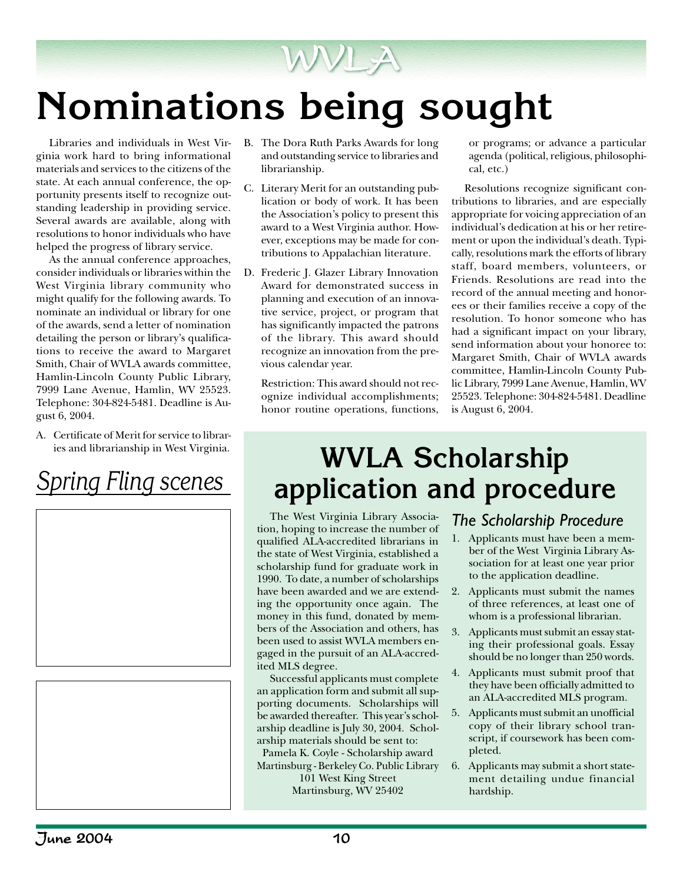# Nominations being sought

Libraries and individuals in West Virginia work hard to bring informational materials and services to the citizens of the state. At each annual conference, the opportunity presents itself to recognize outstanding leadership in providing service. Several awards are available, along with resolutions to honor individuals who have helped the progress of library service.

As the annual conference approaches, consider individuals or libraries within the West Virginia library community who might qualify for the following awards. To nominate an individual or library for one of the awards, send a letter of nomination detailing the person or library's qualifications to receive the award to Margaret Smith, Chair of WVLA awards committee, Hamlin-Lincoln County Public Library, 7999 Lane Avenue, Hamlin, WV 25523. Telephone: 304-824-5481. Deadline is August 6, 2004.

A. Certificate of Merit for service to libraries and librarianship in West Virginia.

B. The Dora Ruth Parks Awards for long and outstanding service to libraries and librarianship.

C. Literary Merit for an outstanding publication or body of work. It has been the Association's policy to present this award to a West Virginia author. However, exceptions may be made for contributions to Appalachian literature.

D. Frederic J. Glazer Library Innovation Award for demonstrated success in planning and execution of an innovative service, project, or program that has significantly impacted the patrons of the library. This award should recognize an innovation from the previous calendar year.

   Restriction: This award should not recognize individual accomplishments; honor routine operations, functions, or programs; or advance a particular agenda (political, religious, philosophical, etc.)

Resolutions recognize significant contributions to libraries, and are especially appropriate for voicing appreciation of an individual's dedication at his or her retirement or upon the individual's death. Typically, resolutions mark the efforts of library staff, board members, volunteers, or Friends. Resolutions are read into the record of the annual meeting and honorees or their families receive a copy of the resolution. To honor someone who has had a significant impact on your library, send information about your honoree to: Margaret Smith, Chair of WVLA awards committee, Hamlin-Lincoln County Public Library, 7999 Lane Avenue, Hamlin, WV 25523. Telephone: 304-824-5481. Deadline is August 6, 2004.

## *Spring Fling scenes*

## WVLA Scholarship application and procedure

The West Virginia Library Association, hoping to increase the number of qualified ALA-accredited librarians in the state of West Virginia, established a scholarship fund for graduate work in 1990. To date, a number of scholarships have been awarded and we are extending the opportunity once again. The money in this fund, donated by members of the Association and others, has been used to assist WVLA members engaged in the pursuit of an ALA-accredited MLS degree.

Successful applicants must complete an application form and submit all supporting documents. Scholarships will be awarded thereafter. This year's scholarship deadline is July 30, 2004. Scholarship materials should be sent to:

Pamela K. Coyle - Scholarship award
Martinsburg - Berkeley Co. Public Library
101 West King Street
Martinsburg, WV 25402

### *The Scholarship Procedure*

1. Applicants must have been a member of the West Virginia Library Association for at least one year prior to the application deadline.
2. Applicants must submit the names of three references, at least one of whom is a professional librarian.
3. Applicants must submit an essay stating their professional goals. Essay should be no longer than 250 words.
4. Applicants must submit proof that they have been officially admitted to an ALA-accredited MLS program.
5. Applicants must submit an unofficial copy of their library school transcript, if coursework has been completed.
6. Applicants may submit a short statement detailing undue financial hardship.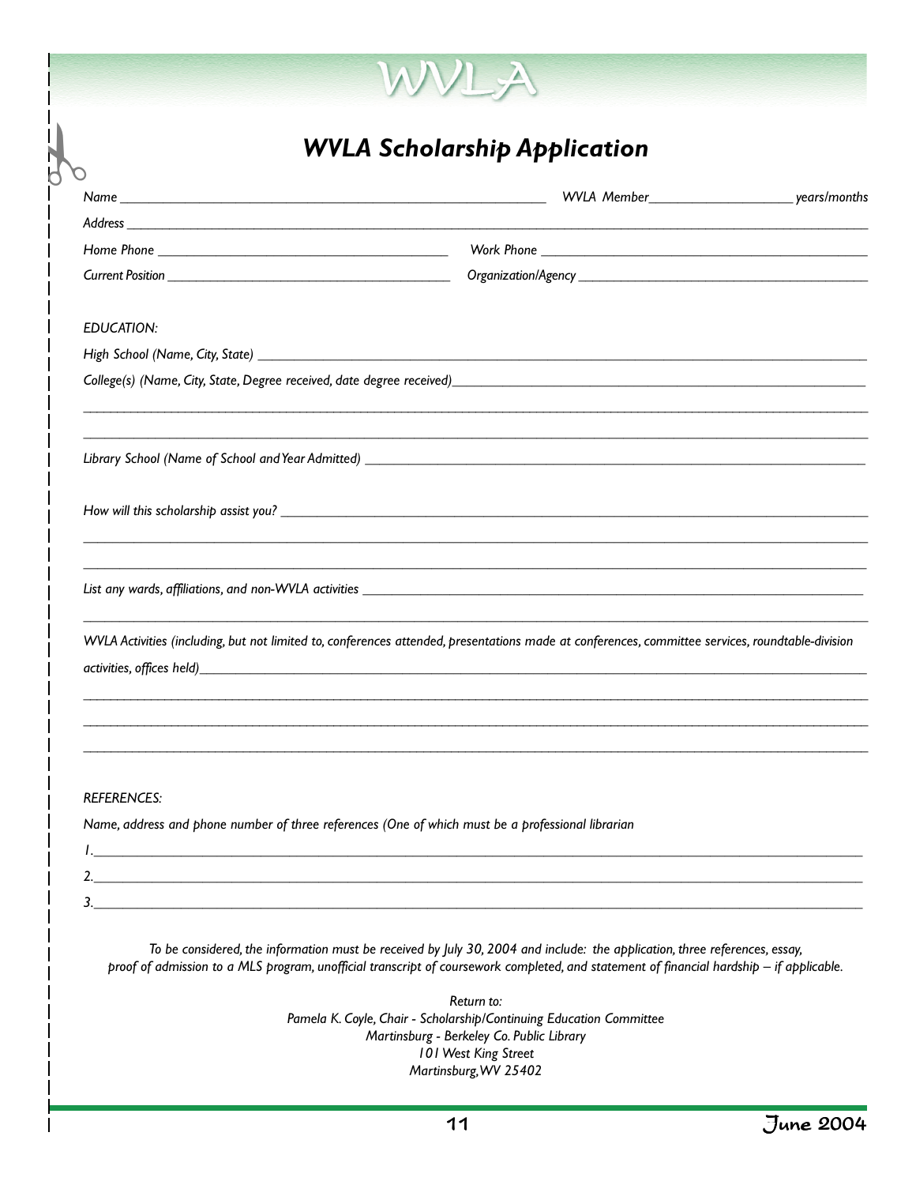# WVLA

## *WVLA Scholarship Application*

*Name* ______________________________ *WVLA Member* __________ *years/months*

*Address* ______________________________

*Home Phone* ______________________________ *Work Phone* ______________________________

*Current Position* ______________________________ *Organization/Agency* ______________________________

*EDUCATION:*

*High School (Name, City, State)* ______________________________

*College(s) (Name, City, State, Degree received, date degree received)* ______________________________

______________________________

______________________________

*Library School (Name of School and Year Admitted)* ______________________________

*How will this scholarship assist you?* ______________________________

______________________________

______________________________

*List any wards, affiliations, and non-WVLA activities* ______________________________

______________________________

*WVLA Activities (including, but not limited to, conferences attended, presentations made at conferences, committee services, roundtable-division activities, offices held)* ______________________________

______________________________

______________________________

______________________________

*REFERENCES:*

*Name, address and phone number of three references (One of which must be a professional librarian*

*1.* ______________________________

*2.* ______________________________

*3.* ______________________________

*To be considered, the information must be received by July 30, 2004 and include: the application, three references, essay, proof of admission to a MLS program, unofficial transcript of coursework completed, and statement of financial hardship – if applicable.*

*Return to:*
*Pamela K. Coyle, Chair - Scholarship/Continuing Education Committee*
*Martinsburg - Berkeley Co. Public Library*
*101 West King Street*
*Martinsburg, WV 25402*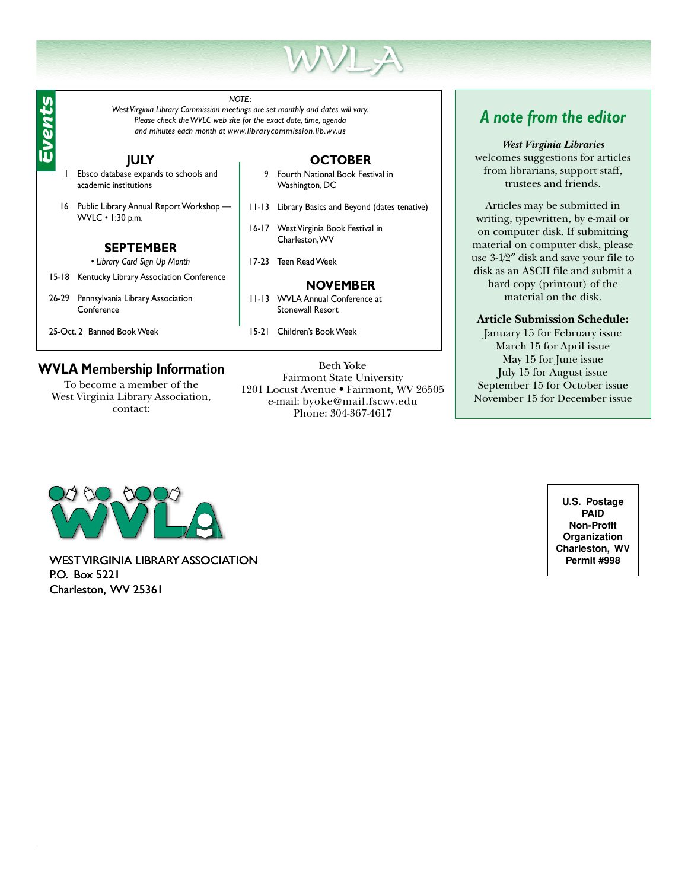# WVLA

## Events

*NOTE:*
*West Virginia Library Commission meetings are set monthly and dates will vary. Please check the WVLC web site for the exact date, time, agenda and minutes each month at www.librarycommission.lib.wv.us*

### JULY

1 Ebsco database expands to schools and academic institutions

16 Public Library Annual Report Workshop — WVLC • 1:30 p.m.

### SEPTEMBER

• *Library Card Sign Up Month*

15-18 Kentucky Library Association Conference

26-29 Pennsylvania Library Association Conference

25-Oct. 2 Banned Book Week

### OCTOBER

9 Fourth National Book Festival in Washington, DC

11-13 Library Basics and Beyond (dates tenative)

16-17 West Virginia Book Festival in Charleston, WV

17-23 Teen Read Week

### NOVEMBER

11-13 WVLA Annual Conference at Stonewall Resort

15-21 Children's Book Week

## WVLA Membership Information

To become a member of the West Virginia Library Association, contact:

Beth Yoke
Fairmont State University
1201 Locust Avenue • Fairmont, WV 26505
e-mail: byoke@mail.fscwv.edu
Phone: 304-367-4617

## A note from the editor

***West Virginia Libraries*** welcomes suggestions for articles from librarians, support staff, trustees and friends.

Articles may be submitted in writing, typewritten, by e-mail or on computer disk. If submitting material on computer disk, please use 3-1/2″ disk and save your file to disk as an ASCII file and submit a hard copy (printout) of the material on the disk.

**Article Submission Schedule:**
January 15 for February issue
March 15 for April issue
May 15 for June issue
July 15 for August issue
September 15 for October issue
November 15 for December issue

WEST VIRGINIA LIBRARY ASSOCIATION
P.O. Box 5221
Charleston, WV 25361

**U.S. Postage**
**PAID**
**Non-Profit Organization**
**Charleston, WV**
**Permit #998**